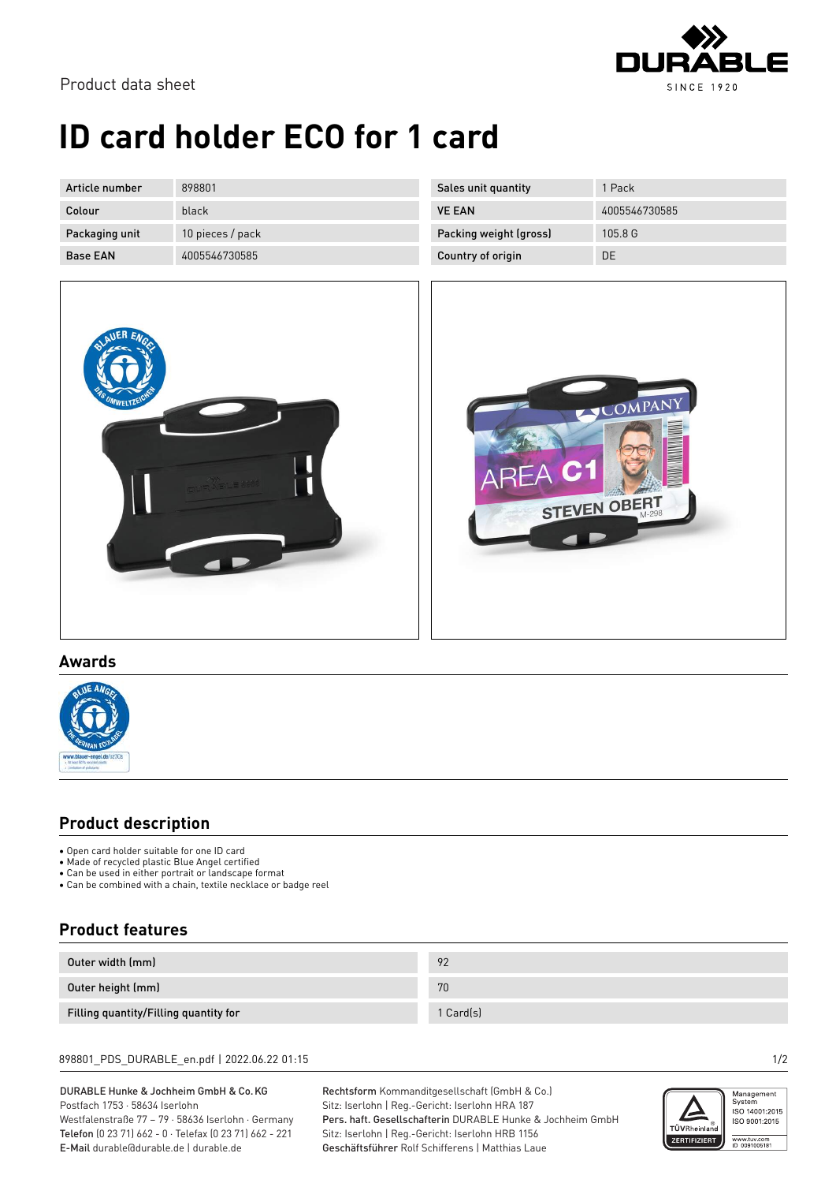Product data sheet

# ID card holder ECO for 1 card

| Article number | 898801 | Sales unit quantity | 1 Pack |
|---|---|---|---|
| Colour | black | VE EAN | 4005546730585 |
| Packaging unit | 10 pieces / pack | Packing weight (gross) | 105.8 G |
| Base EAN | 4005546730585 | Country of origin | DE |

## Awards

## Product description

- Open card holder suitable for one ID card
- Made of recycled plastic Blue Angel certified
- Can be used in either portrait or landscape format
- Can be combined with a chain, textile necklace or badge reel

## Product features

| Outer width (mm) | 92 |
|---|---|
| Outer height (mm) | 70 |
| Filling quantity/Filling quantity for | 1 Card(s) |

898801_PDS_DURABLE_en.pdf | 2022.06.22 01:15

DURABLE Hunke & Jochheim GmbH & Co. KG
Postfach 1753 · 58634 Iserlohn
Westfalenstraße 77 – 79 · 58636 Iserlohn · Germany
**Telefon** (0 23 71) 662 - 0 · Telefax (0 23 71) 662 - 221
**E-Mail** durable@durable.de | durable.de

**Rechtsform** Kommanditgesellschaft (GmbH & Co.)
Sitz: Iserlohn | Reg.-Gericht: Iserlohn HRA 187
**Pers. haft. Gesellschafterin** DURABLE Hunke & Jochheim GmbH
Sitz: Iserlohn | Reg.-Gericht: Iserlohn HRB 1156
**Geschäftsführer** Rolf Schifferens | Matthias Laue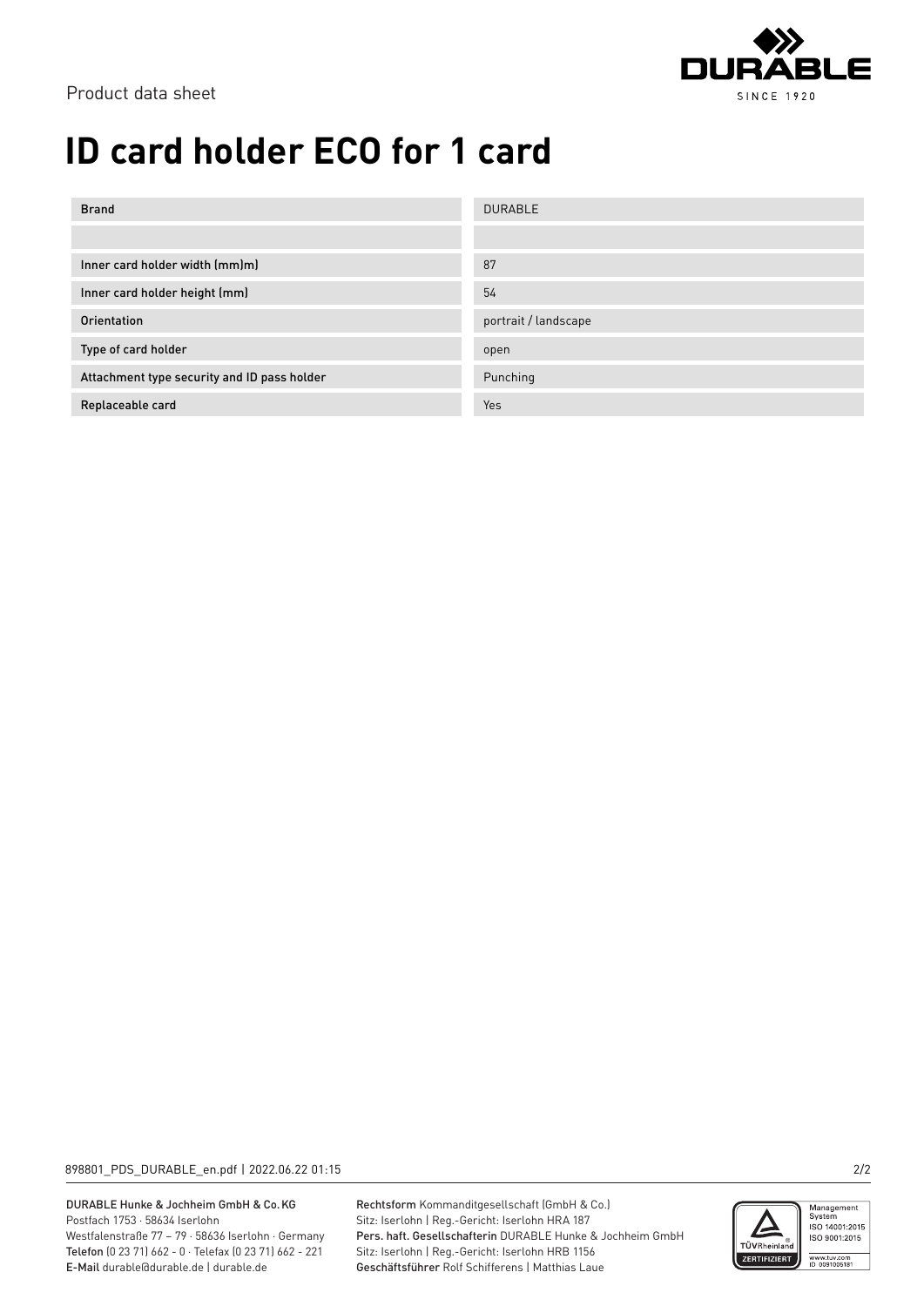# ID card holder ECO for 1 card

| | |
|---|---|
| Brand | DURABLE |
| | |
| Inner card holder width (mm)m) | 87 |
| Inner card holder height (mm) | 54 |
| Orientation | portrait / landscape |
| Type of card holder | open |
| Attachment type security and ID pass holder | Punching |
| Replaceable card | Yes |

898801_PDS_DURABLE_en.pdf | 2022.06.22 01:15

DURABLE Hunke & Jochheim GmbH & Co. KG
Postfach 1753 · 58634 Iserlohn
Westfalenstraße 77 – 79 · 58636 Iserlohn · Germany
**Telefon** (0 23 71) 662 - 0 · Telefax (0 23 71) 662 - 221
**E-Mail** durable@durable.de | durable.de

**Rechtsform** Kommanditgesellschaft (GmbH & Co.)
Sitz: Iserlohn | Reg.-Gericht: Iserlohn HRA 187
**Pers. haft. Gesellschafterin** DURABLE Hunke & Jochheim GmbH
Sitz: Iserlohn | Reg.-Gericht: Iserlohn HRB 1156
**Geschäftsführer** Rolf Schifferens | Matthias Laue

Management System ISO 14001:2015 ISO 9001:2015
TÜVRheinland ZERTIFIZIERT
www.tuv.com ID 0091006181